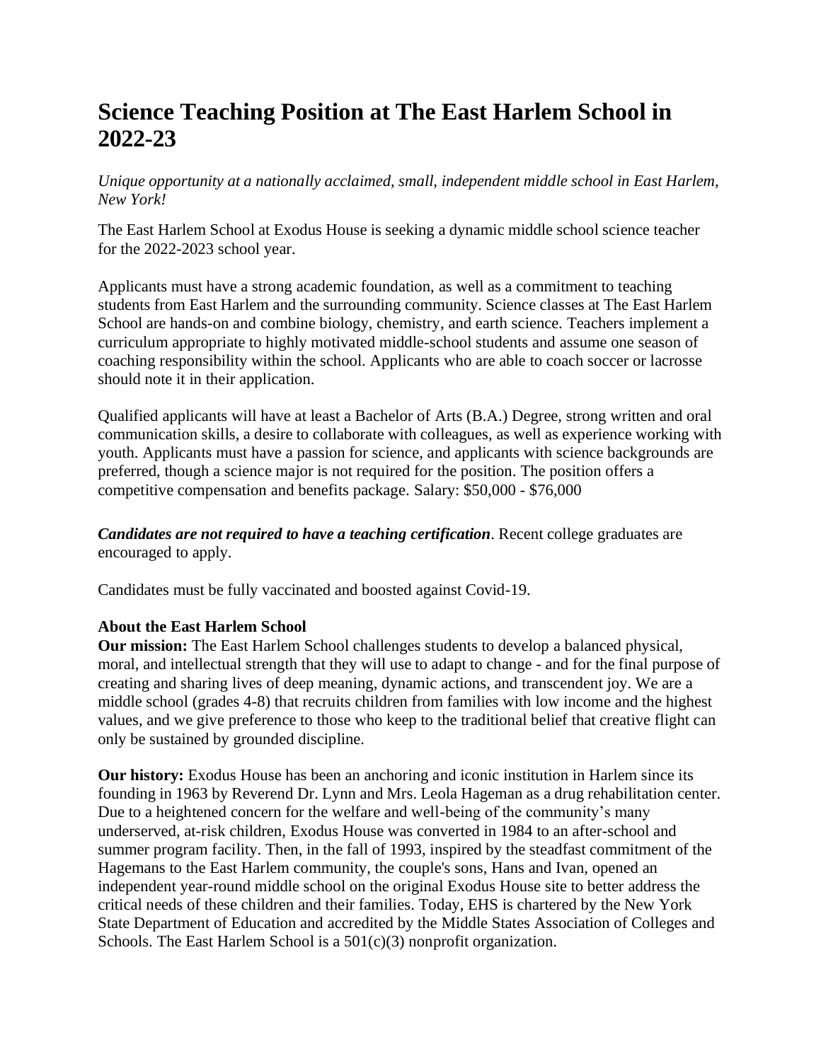# Science Teaching Position at The East Harlem School in 2022-23

*Unique opportunity at a nationally acclaimed, small, independent middle school in East Harlem, New York!*

The East Harlem School at Exodus House is seeking a dynamic middle school science teacher for the 2022-2023 school year.

Applicants must have a strong academic foundation, as well as a commitment to teaching students from East Harlem and the surrounding community. Science classes at The East Harlem School are hands-on and combine biology, chemistry, and earth science. Teachers implement a curriculum appropriate to highly motivated middle-school students and assume one season of coaching responsibility within the school. Applicants who are able to coach soccer or lacrosse should note it in their application.

Qualified applicants will have at least a Bachelor of Arts (B.A.) Degree, strong written and oral communication skills, a desire to collaborate with colleagues, as well as experience working with youth. Applicants must have a passion for science, and applicants with science backgrounds are preferred, though a science major is not required for the position. The position offers a competitive compensation and benefits package. Salary: $50,000 - $76,000

***Candidates are not required to have a teaching certification***. Recent college graduates are encouraged to apply.

Candidates must be fully vaccinated and boosted against Covid-19.

**About the East Harlem School**

**Our mission:** The East Harlem School challenges students to develop a balanced physical, moral, and intellectual strength that they will use to adapt to change - and for the final purpose of creating and sharing lives of deep meaning, dynamic actions, and transcendent joy. We are a middle school (grades 4-8) that recruits children from families with low income and the highest values, and we give preference to those who keep to the traditional belief that creative flight can only be sustained by grounded discipline.

**Our history:** Exodus House has been an anchoring and iconic institution in Harlem since its founding in 1963 by Reverend Dr. Lynn and Mrs. Leola Hageman as a drug rehabilitation center. Due to a heightened concern for the welfare and well-being of the community's many underserved, at-risk children, Exodus House was converted in 1984 to an after-school and summer program facility. Then, in the fall of 1993, inspired by the steadfast commitment of the Hagemans to the East Harlem community, the couple's sons, Hans and Ivan, opened an independent year-round middle school on the original Exodus House site to better address the critical needs of these children and their families. Today, EHS is chartered by the New York State Department of Education and accredited by the Middle States Association of Colleges and Schools. The East Harlem School is a 501(c)(3) nonprofit organization.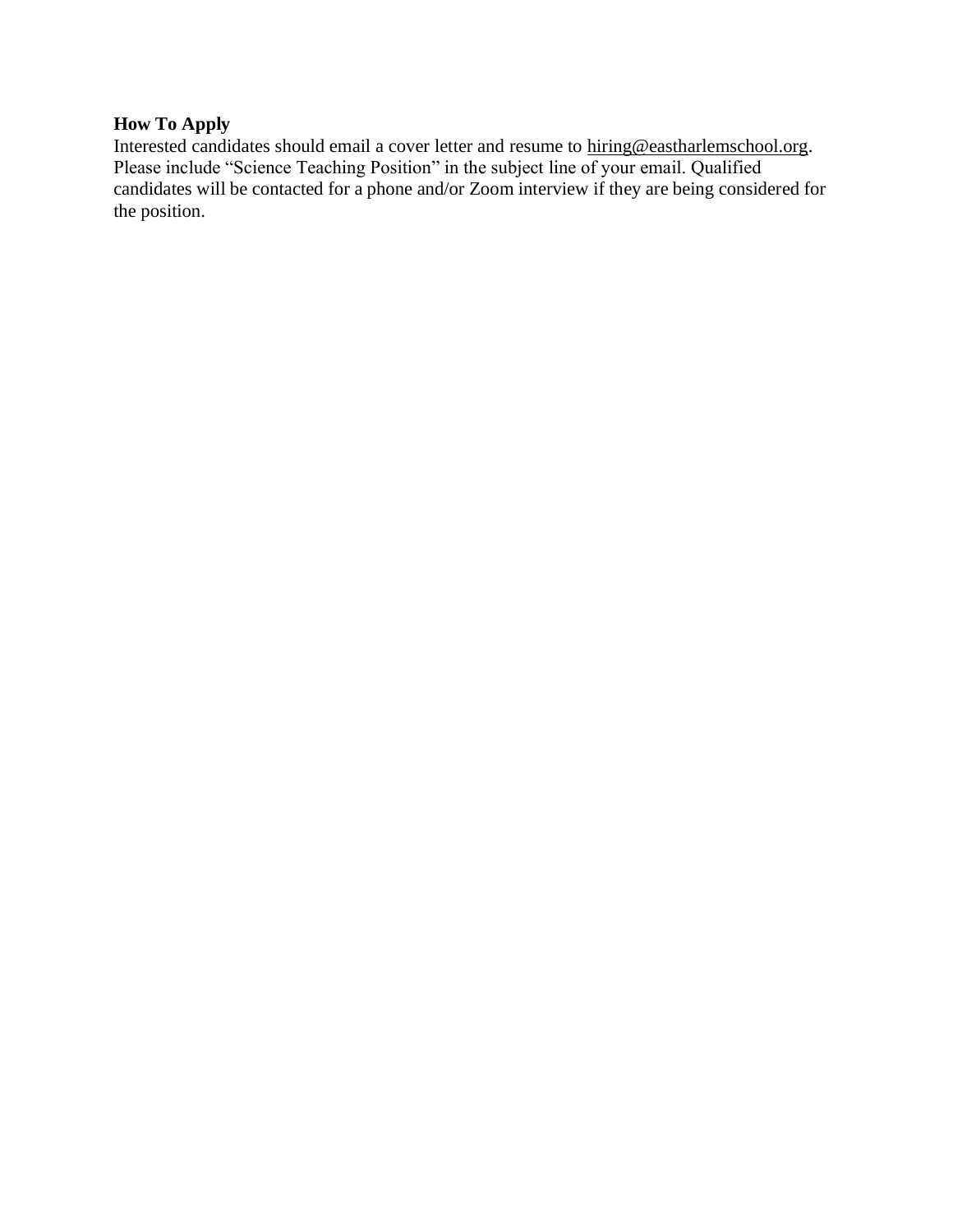**How To Apply**

Interested candidates should email a cover letter and resume to hiring@eastharlemschool.org. Please include "Science Teaching Position" in the subject line of your email. Qualified candidates will be contacted for a phone and/or Zoom interview if they are being considered for the position.